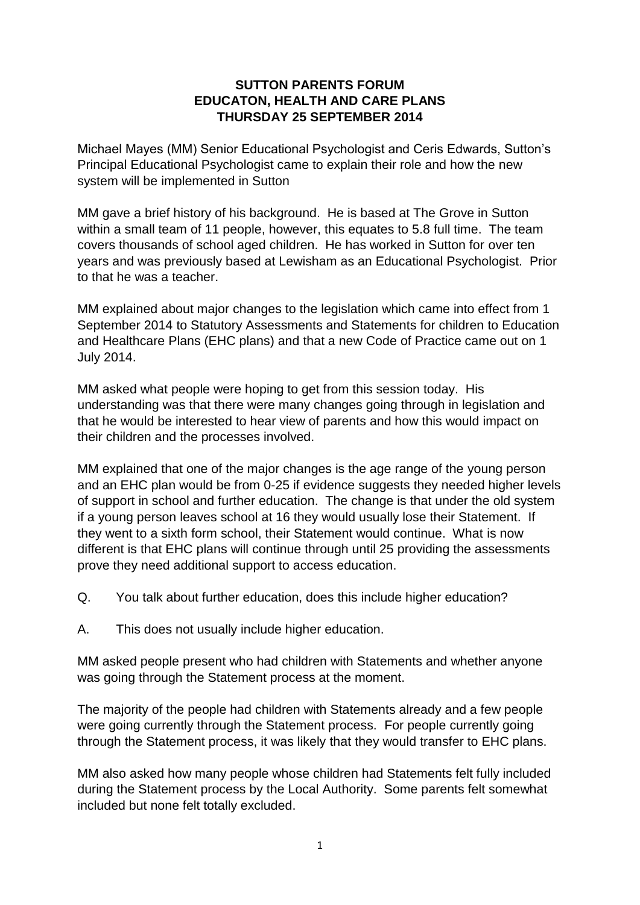# SUTTON PARENTS FORUM
## EDUCATON, HEALTH AND CARE PLANS
### THURSDAY 25 SEPTEMBER 2014

Michael Mayes (MM) Senior Educational Psychologist and Ceris Edwards, Sutton's Principal Educational Psychologist came to explain their role and how the new system will be implemented in Sutton

MM gave a brief history of his background. He is based at The Grove in Sutton within a small team of 11 people, however, this equates to 5.8 full time. The team covers thousands of school aged children. He has worked in Sutton for over ten years and was previously based at Lewisham as an Educational Psychologist. Prior to that he was a teacher.

MM explained about major changes to the legislation which came into effect from 1 September 2014 to Statutory Assessments and Statements for children to Education and Healthcare Plans (EHC plans) and that a new Code of Practice came out on 1 July 2014.

MM asked what people were hoping to get from this session today. His understanding was that there were many changes going through in legislation and that he would be interested to hear view of parents and how this would impact on their children and the processes involved.

MM explained that one of the major changes is the age range of the young person and an EHC plan would be from 0-25 if evidence suggests they needed higher levels of support in school and further education. The change is that under the old system if a young person leaves school at 16 they would usually lose their Statement. If they went to a sixth form school, their Statement would continue. What is now different is that EHC plans will continue through until 25 providing the assessments prove they need additional support to access education.

Q. You talk about further education, does this include higher education?

A. This does not usually include higher education.

MM asked people present who had children with Statements and whether anyone was going through the Statement process at the moment.

The majority of the people had children with Statements already and a few people were going currently through the Statement process. For people currently going through the Statement process, it was likely that they would transfer to EHC plans.

MM also asked how many people whose children had Statements felt fully included during the Statement process by the Local Authority. Some parents felt somewhat included but none felt totally excluded.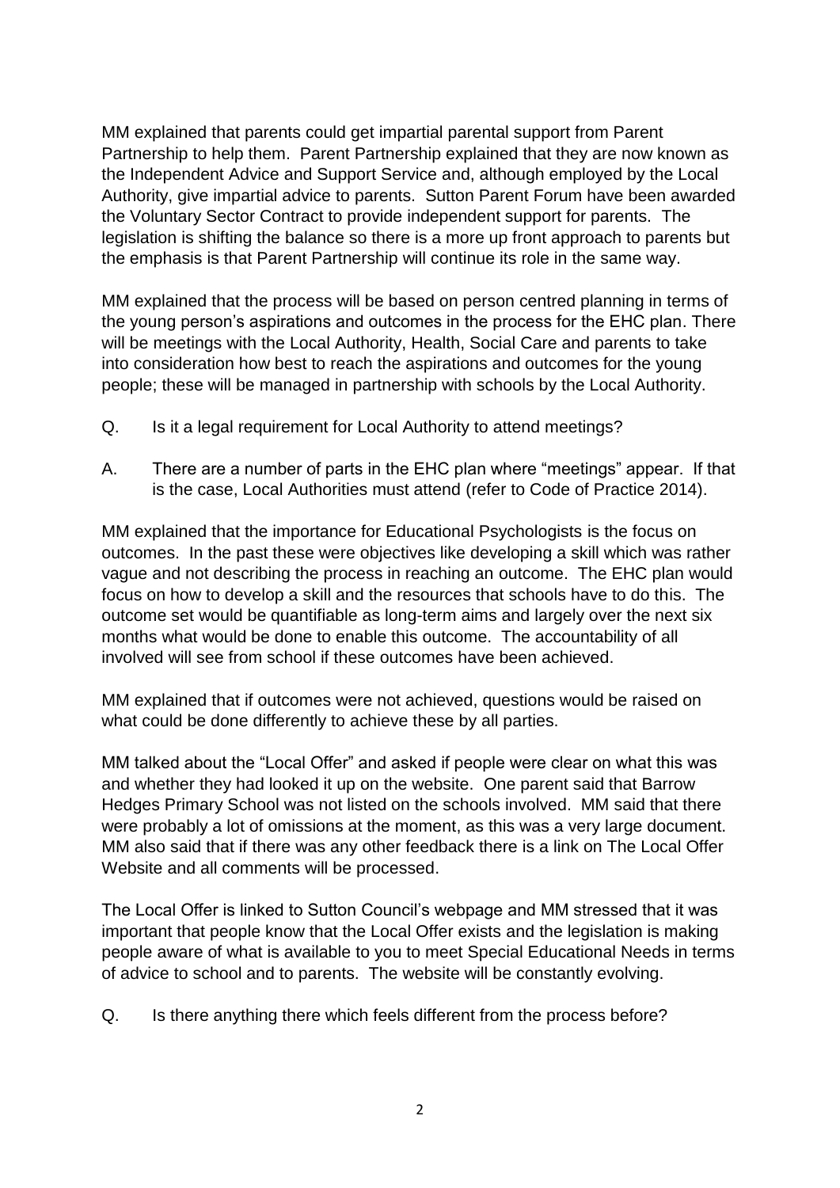MM explained that parents could get impartial parental support from Parent Partnership to help them. Parent Partnership explained that they are now known as the Independent Advice and Support Service and, although employed by the Local Authority, give impartial advice to parents. Sutton Parent Forum have been awarded the Voluntary Sector Contract to provide independent support for parents. The legislation is shifting the balance so there is a more up front approach to parents but the emphasis is that Parent Partnership will continue its role in the same way.

MM explained that the process will be based on person centred planning in terms of the young person's aspirations and outcomes in the process for the EHC plan. There will be meetings with the Local Authority, Health, Social Care and parents to take into consideration how best to reach the aspirations and outcomes for the young people; these will be managed in partnership with schools by the Local Authority.

Q. Is it a legal requirement for Local Authority to attend meetings?

A. There are a number of parts in the EHC plan where "meetings" appear. If that is the case, Local Authorities must attend (refer to Code of Practice 2014).

MM explained that the importance for Educational Psychologists is the focus on outcomes. In the past these were objectives like developing a skill which was rather vague and not describing the process in reaching an outcome. The EHC plan would focus on how to develop a skill and the resources that schools have to do this. The outcome set would be quantifiable as long-term aims and largely over the next six months what would be done to enable this outcome. The accountability of all involved will see from school if these outcomes have been achieved.

MM explained that if outcomes were not achieved, questions would be raised on what could be done differently to achieve these by all parties.

MM talked about the "Local Offer" and asked if people were clear on what this was and whether they had looked it up on the website. One parent said that Barrow Hedges Primary School was not listed on the schools involved. MM said that there were probably a lot of omissions at the moment, as this was a very large document. MM also said that if there was any other feedback there is a link on The Local Offer Website and all comments will be processed.

The Local Offer is linked to Sutton Council's webpage and MM stressed that it was important that people know that the Local Offer exists and the legislation is making people aware of what is available to you to meet Special Educational Needs in terms of advice to school and to parents. The website will be constantly evolving.

Q. Is there anything there which feels different from the process before?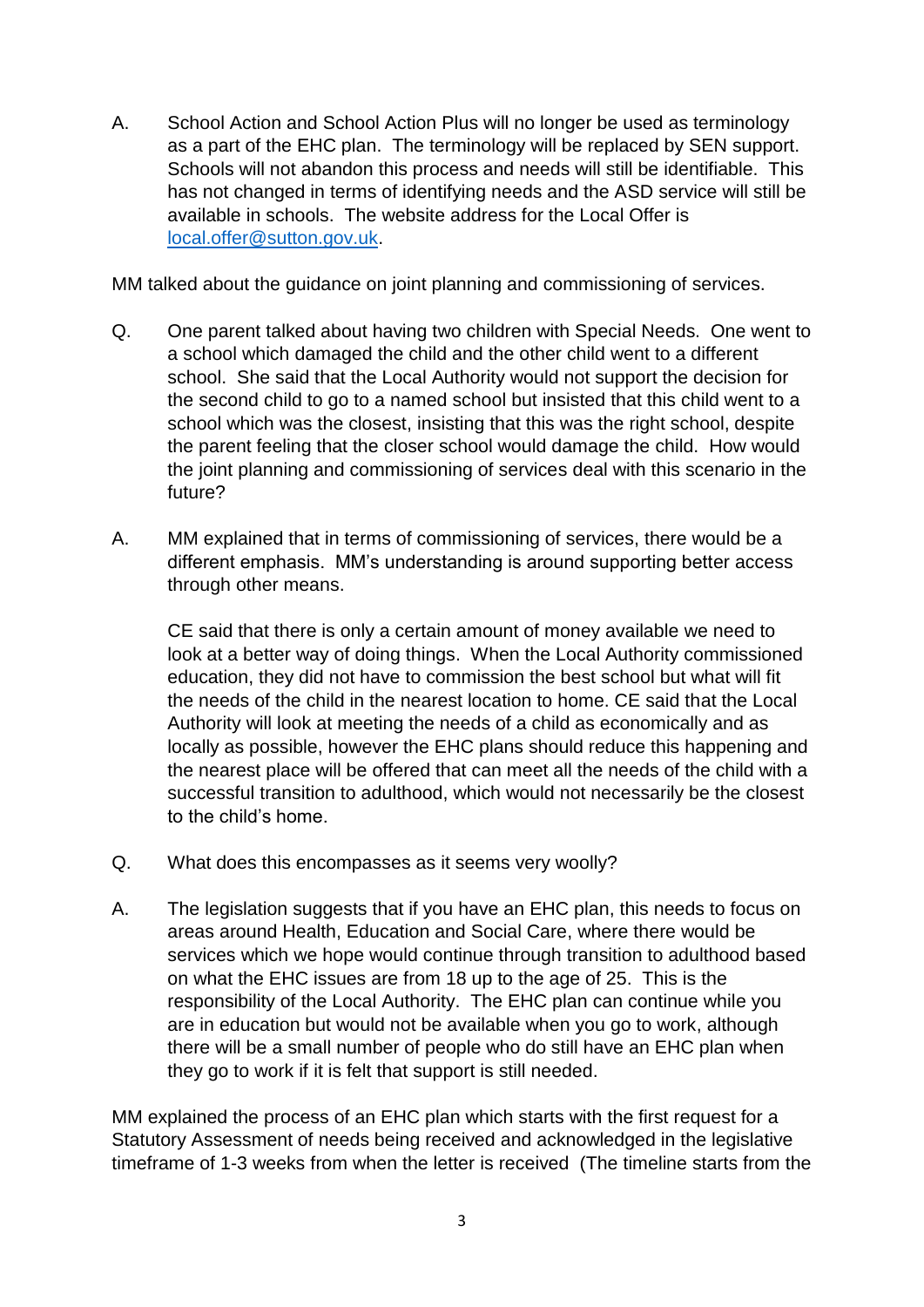A. School Action and School Action Plus will no longer be used as terminology as a part of the EHC plan. The terminology will be replaced by SEN support. Schools will not abandon this process and needs will still be identifiable. This has not changed in terms of identifying needs and the ASD service will still be available in schools. The website address for the Local Offer is local.offer@sutton.gov.uk.

MM talked about the guidance on joint planning and commissioning of services.

Q. One parent talked about having two children with Special Needs. One went to a school which damaged the child and the other child went to a different school. She said that the Local Authority would not support the decision for the second child to go to a named school but insisted that this child went to a school which was the closest, insisting that this was the right school, despite the parent feeling that the closer school would damage the child. How would the joint planning and commissioning of services deal with this scenario in the future?

A. MM explained that in terms of commissioning of services, there would be a different emphasis. MM's understanding is around supporting better access through other means.

CE said that there is only a certain amount of money available we need to look at a better way of doing things. When the Local Authority commissioned education, they did not have to commission the best school but what will fit the needs of the child in the nearest location to home. CE said that the Local Authority will look at meeting the needs of a child as economically and as locally as possible, however the EHC plans should reduce this happening and the nearest place will be offered that can meet all the needs of the child with a successful transition to adulthood, which would not necessarily be the closest to the child's home.

Q. What does this encompasses as it seems very woolly?

A. The legislation suggests that if you have an EHC plan, this needs to focus on areas around Health, Education and Social Care, where there would be services which we hope would continue through transition to adulthood based on what the EHC issues are from 18 up to the age of 25. This is the responsibility of the Local Authority. The EHC plan can continue while you are in education but would not be available when you go to work, although there will be a small number of people who do still have an EHC plan when they go to work if it is felt that support is still needed.

MM explained the process of an EHC plan which starts with the first request for a Statutory Assessment of needs being received and acknowledged in the legislative timeframe of 1-3 weeks from when the letter is received (The timeline starts from the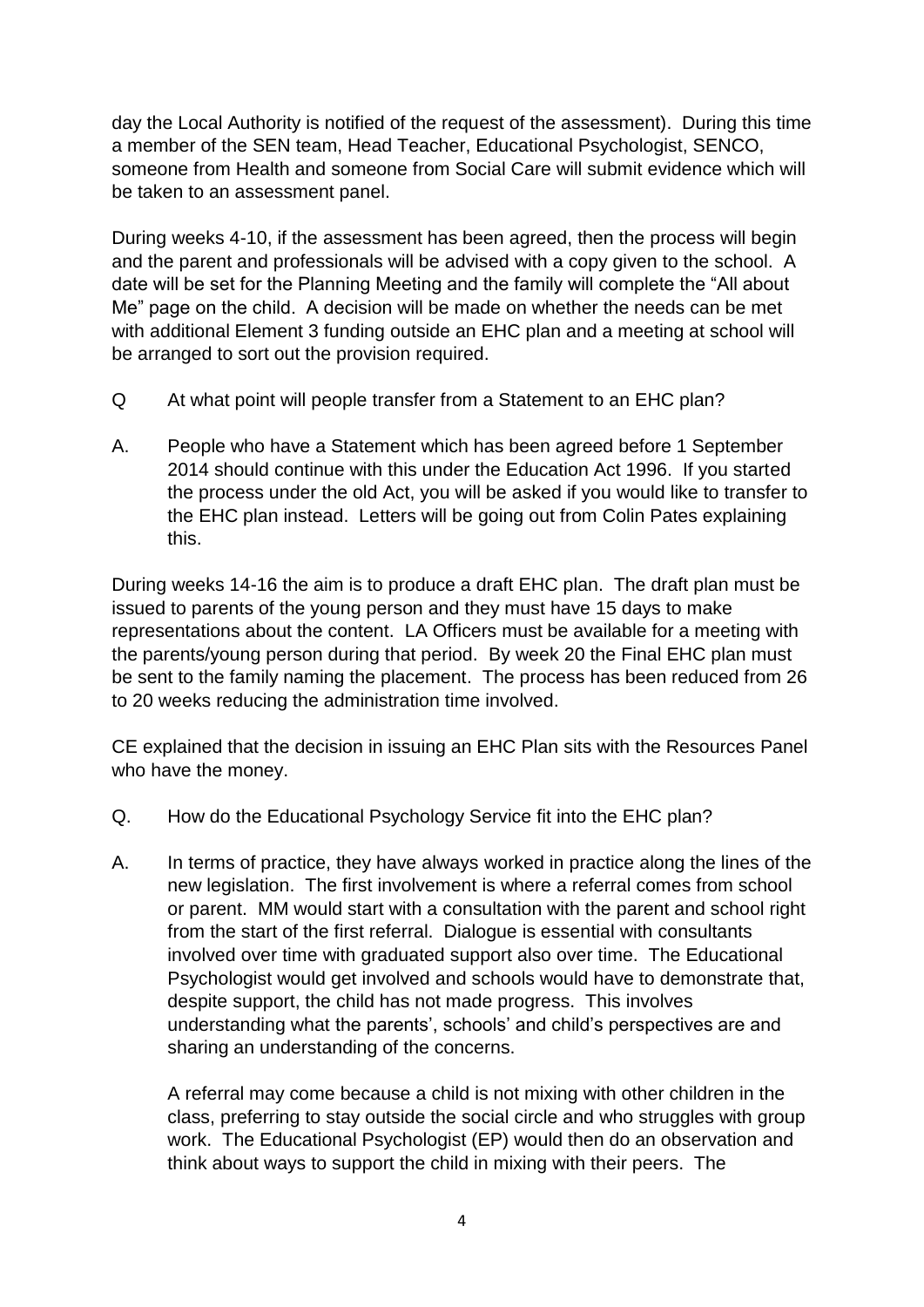day the Local Authority is notified of the request of the assessment). During this time a member of the SEN team, Head Teacher, Educational Psychologist, SENCO, someone from Health and someone from Social Care will submit evidence which will be taken to an assessment panel.

During weeks 4-10, if the assessment has been agreed, then the process will begin and the parent and professionals will be advised with a copy given to the school. A date will be set for the Planning Meeting and the family will complete the "All about Me" page on the child. A decision will be made on whether the needs can be met with additional Element 3 funding outside an EHC plan and a meeting at school will be arranged to sort out the provision required.

Q At what point will people transfer from a Statement to an EHC plan?

A. People who have a Statement which has been agreed before 1 September 2014 should continue with this under the Education Act 1996. If you started the process under the old Act, you will be asked if you would like to transfer to the EHC plan instead. Letters will be going out from Colin Pates explaining this.

During weeks 14-16 the aim is to produce a draft EHC plan. The draft plan must be issued to parents of the young person and they must have 15 days to make representations about the content. LA Officers must be available for a meeting with the parents/young person during that period. By week 20 the Final EHC plan must be sent to the family naming the placement. The process has been reduced from 26 to 20 weeks reducing the administration time involved.

CE explained that the decision in issuing an EHC Plan sits with the Resources Panel who have the money.

Q. How do the Educational Psychology Service fit into the EHC plan?

A. In terms of practice, they have always worked in practice along the lines of the new legislation. The first involvement is where a referral comes from school or parent. MM would start with a consultation with the parent and school right from the start of the first referral. Dialogue is essential with consultants involved over time with graduated support also over time. The Educational Psychologist would get involved and schools would have to demonstrate that, despite support, the child has not made progress. This involves understanding what the parents', schools' and child's perspectives are and sharing an understanding of the concerns.

A referral may come because a child is not mixing with other children in the class, preferring to stay outside the social circle and who struggles with group work. The Educational Psychologist (EP) would then do an observation and think about ways to support the child in mixing with their peers. The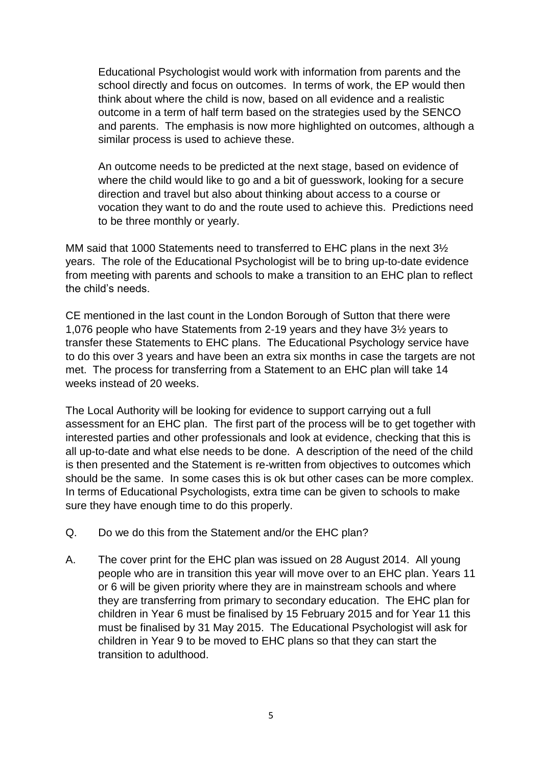Educational Psychologist would work with information from parents and the school directly and focus on outcomes. In terms of work, the EP would then think about where the child is now, based on all evidence and a realistic outcome in a term of half term based on the strategies used by the SENCO and parents. The emphasis is now more highlighted on outcomes, although a similar process is used to achieve these.

An outcome needs to be predicted at the next stage, based on evidence of where the child would like to go and a bit of guesswork, looking for a secure direction and travel but also about thinking about access to a course or vocation they want to do and the route used to achieve this. Predictions need to be three monthly or yearly.

MM said that 1000 Statements need to transferred to EHC plans in the next 3½ years. The role of the Educational Psychologist will be to bring up-to-date evidence from meeting with parents and schools to make a transition to an EHC plan to reflect the child's needs.

CE mentioned in the last count in the London Borough of Sutton that there were 1,076 people who have Statements from 2-19 years and they have 3½ years to transfer these Statements to EHC plans. The Educational Psychology service have to do this over 3 years and have been an extra six months in case the targets are not met. The process for transferring from a Statement to an EHC plan will take 14 weeks instead of 20 weeks.

The Local Authority will be looking for evidence to support carrying out a full assessment for an EHC plan. The first part of the process will be to get together with interested parties and other professionals and look at evidence, checking that this is all up-to-date and what else needs to be done. A description of the need of the child is then presented and the Statement is re-written from objectives to outcomes which should be the same. In some cases this is ok but other cases can be more complex. In terms of Educational Psychologists, extra time can be given to schools to make sure they have enough time to do this properly.

Q. Do we do this from the Statement and/or the EHC plan?

A. The cover print for the EHC plan was issued on 28 August 2014. All young people who are in transition this year will move over to an EHC plan. Years 11 or 6 will be given priority where they are in mainstream schools and where they are transferring from primary to secondary education. The EHC plan for children in Year 6 must be finalised by 15 February 2015 and for Year 11 this must be finalised by 31 May 2015. The Educational Psychologist will ask for children in Year 9 to be moved to EHC plans so that they can start the transition to adulthood.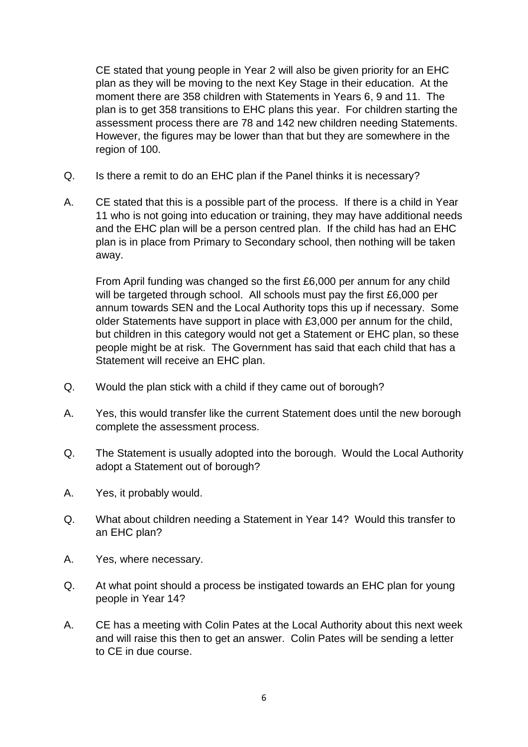CE stated that young people in Year 2 will also be given priority for an EHC plan as they will be moving to the next Key Stage in their education. At the moment there are 358 children with Statements in Years 6, 9 and 11. The plan is to get 358 transitions to EHC plans this year. For children starting the assessment process there are 78 and 142 new children needing Statements. However, the figures may be lower than that but they are somewhere in the region of 100.

Q. Is there a remit to do an EHC plan if the Panel thinks it is necessary?

A. CE stated that this is a possible part of the process. If there is a child in Year 11 who is not going into education or training, they may have additional needs and the EHC plan will be a person centred plan. If the child has had an EHC plan is in place from Primary to Secondary school, then nothing will be taken away.

From April funding was changed so the first £6,000 per annum for any child will be targeted through school. All schools must pay the first £6,000 per annum towards SEN and the Local Authority tops this up if necessary. Some older Statements have support in place with £3,000 per annum for the child, but children in this category would not get a Statement or EHC plan, so these people might be at risk. The Government has said that each child that has a Statement will receive an EHC plan.

Q. Would the plan stick with a child if they came out of borough?

A. Yes, this would transfer like the current Statement does until the new borough complete the assessment process.

Q. The Statement is usually adopted into the borough. Would the Local Authority adopt a Statement out of borough?

A. Yes, it probably would.

Q. What about children needing a Statement in Year 14? Would this transfer to an EHC plan?

A. Yes, where necessary.

Q. At what point should a process be instigated towards an EHC plan for young people in Year 14?

A. CE has a meeting with Colin Pates at the Local Authority about this next week and will raise this then to get an answer. Colin Pates will be sending a letter to CE in due course.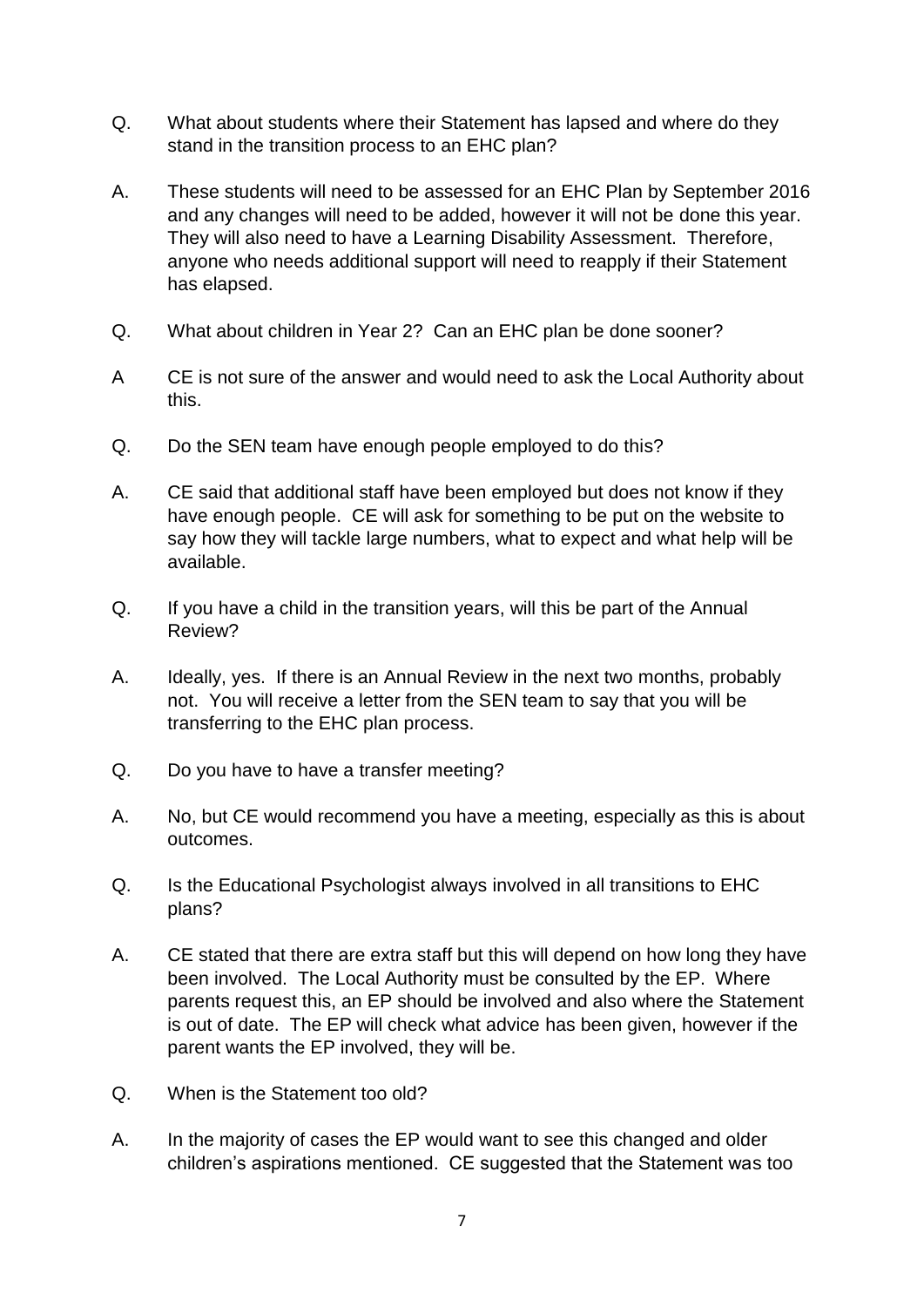Q. What about students where their Statement has lapsed and where do they stand in the transition process to an EHC plan?

A. These students will need to be assessed for an EHC Plan by September 2016 and any changes will need to be added, however it will not be done this year. They will also need to have a Learning Disability Assessment. Therefore, anyone who needs additional support will need to reapply if their Statement has elapsed.

Q. What about children in Year 2? Can an EHC plan be done sooner?

A CE is not sure of the answer and would need to ask the Local Authority about this.

Q. Do the SEN team have enough people employed to do this?

A. CE said that additional staff have been employed but does not know if they have enough people. CE will ask for something to be put on the website to say how they will tackle large numbers, what to expect and what help will be available.

Q. If you have a child in the transition years, will this be part of the Annual Review?

A. Ideally, yes. If there is an Annual Review in the next two months, probably not. You will receive a letter from the SEN team to say that you will be transferring to the EHC plan process.

Q. Do you have to have a transfer meeting?

A. No, but CE would recommend you have a meeting, especially as this is about outcomes.

Q. Is the Educational Psychologist always involved in all transitions to EHC plans?

A. CE stated that there are extra staff but this will depend on how long they have been involved. The Local Authority must be consulted by the EP. Where parents request this, an EP should be involved and also where the Statement is out of date. The EP will check what advice has been given, however if the parent wants the EP involved, they will be.

Q. When is the Statement too old?

A. In the majority of cases the EP would want to see this changed and older children's aspirations mentioned. CE suggested that the Statement was too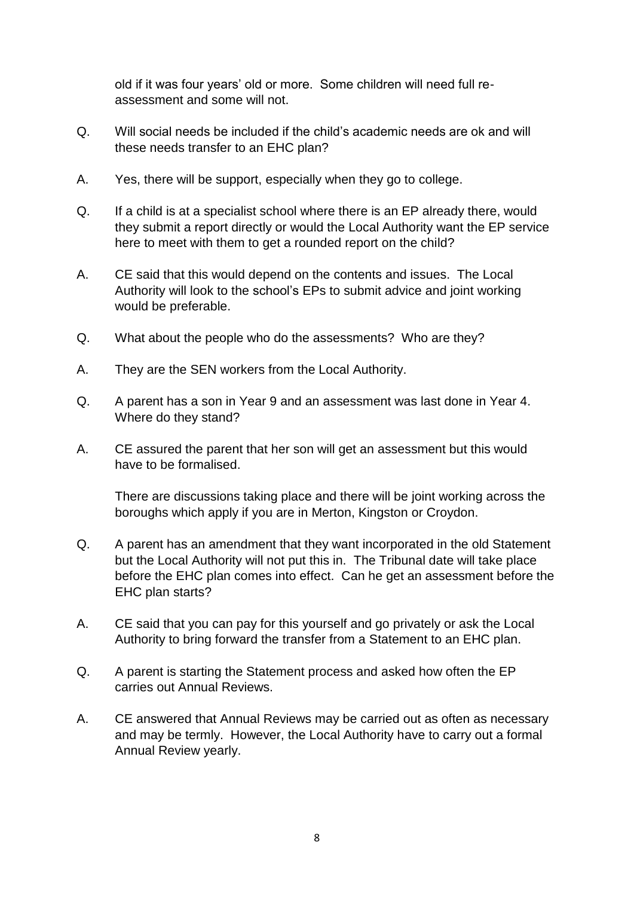old if it was four years' old or more. Some children will need full re-assessment and some will not.

Q. Will social needs be included if the child's academic needs are ok and will these needs transfer to an EHC plan?

A. Yes, there will be support, especially when they go to college.

Q. If a child is at a specialist school where there is an EP already there, would they submit a report directly or would the Local Authority want the EP service here to meet with them to get a rounded report on the child?

A. CE said that this would depend on the contents and issues. The Local Authority will look to the school's EPs to submit advice and joint working would be preferable.

Q. What about the people who do the assessments? Who are they?

A. They are the SEN workers from the Local Authority.

Q. A parent has a son in Year 9 and an assessment was last done in Year 4. Where do they stand?

A. CE assured the parent that her son will get an assessment but this would have to be formalised.

There are discussions taking place and there will be joint working across the boroughs which apply if you are in Merton, Kingston or Croydon.

Q. A parent has an amendment that they want incorporated in the old Statement but the Local Authority will not put this in. The Tribunal date will take place before the EHC plan comes into effect. Can he get an assessment before the EHC plan starts?

A. CE said that you can pay for this yourself and go privately or ask the Local Authority to bring forward the transfer from a Statement to an EHC plan.

Q. A parent is starting the Statement process and asked how often the EP carries out Annual Reviews.

A. CE answered that Annual Reviews may be carried out as often as necessary and may be termly. However, the Local Authority have to carry out a formal Annual Review yearly.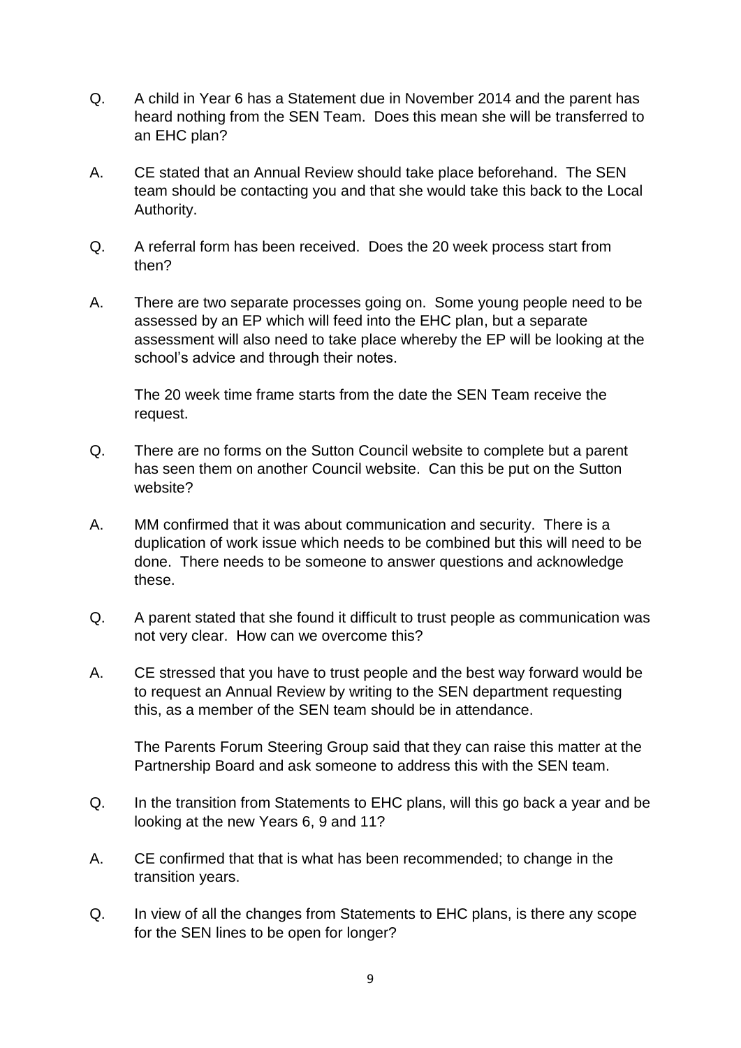Q. A child in Year 6 has a Statement due in November 2014 and the parent has heard nothing from the SEN Team. Does this mean she will be transferred to an EHC plan?

A. CE stated that an Annual Review should take place beforehand. The SEN team should be contacting you and that she would take this back to the Local Authority.

Q. A referral form has been received. Does the 20 week process start from then?

A. There are two separate processes going on. Some young people need to be assessed by an EP which will feed into the EHC plan, but a separate assessment will also need to take place whereby the EP will be looking at the school's advice and through their notes.

The 20 week time frame starts from the date the SEN Team receive the request.

Q. There are no forms on the Sutton Council website to complete but a parent has seen them on another Council website. Can this be put on the Sutton website?

A. MM confirmed that it was about communication and security. There is a duplication of work issue which needs to be combined but this will need to be done. There needs to be someone to answer questions and acknowledge these.

Q. A parent stated that she found it difficult to trust people as communication was not very clear. How can we overcome this?

A. CE stressed that you have to trust people and the best way forward would be to request an Annual Review by writing to the SEN department requesting this, as a member of the SEN team should be in attendance.

The Parents Forum Steering Group said that they can raise this matter at the Partnership Board and ask someone to address this with the SEN team.

Q. In the transition from Statements to EHC plans, will this go back a year and be looking at the new Years 6, 9 and 11?

A. CE confirmed that that is what has been recommended; to change in the transition years.

Q. In view of all the changes from Statements to EHC plans, is there any scope for the SEN lines to be open for longer?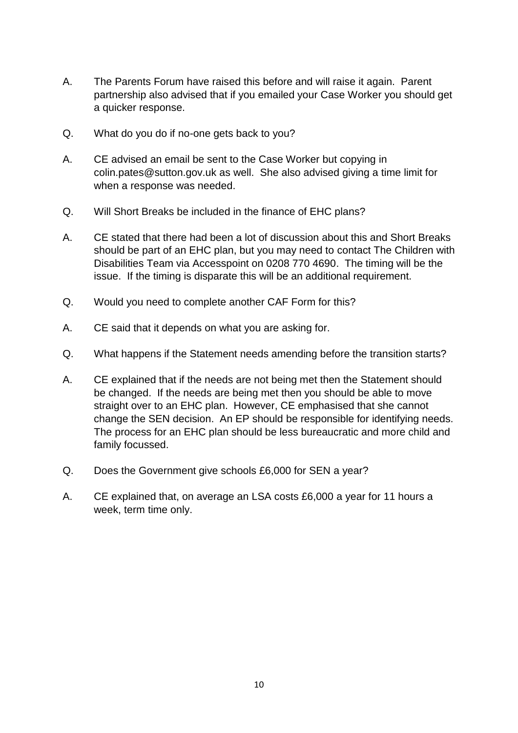A. The Parents Forum have raised this before and will raise it again. Parent partnership also advised that if you emailed your Case Worker you should get a quicker response.

Q. What do you do if no-one gets back to you?

A. CE advised an email be sent to the Case Worker but copying in colin.pates@sutton.gov.uk as well. She also advised giving a time limit for when a response was needed.

Q. Will Short Breaks be included in the finance of EHC plans?

A. CE stated that there had been a lot of discussion about this and Short Breaks should be part of an EHC plan, but you may need to contact The Children with Disabilities Team via Accesspoint on 0208 770 4690. The timing will be the issue. If the timing is disparate this will be an additional requirement.

Q. Would you need to complete another CAF Form for this?

A. CE said that it depends on what you are asking for.

Q. What happens if the Statement needs amending before the transition starts?

A. CE explained that if the needs are not being met then the Statement should be changed. If the needs are being met then you should be able to move straight over to an EHC plan. However, CE emphasised that she cannot change the SEN decision. An EP should be responsible for identifying needs. The process for an EHC plan should be less bureaucratic and more child and family focussed.

Q. Does the Government give schools £6,000 for SEN a year?

A. CE explained that, on average an LSA costs £6,000 a year for 11 hours a week, term time only.